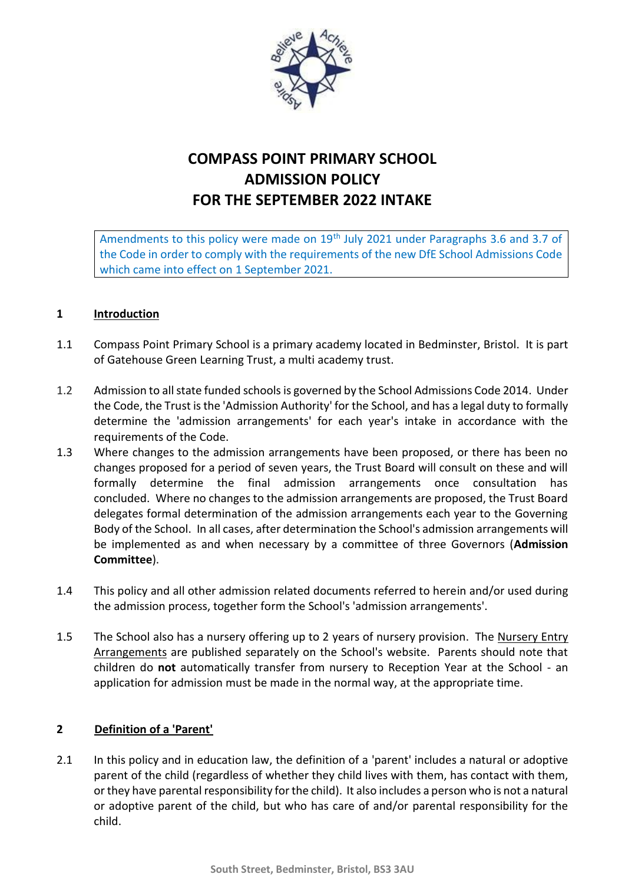# COMPASS POINT PRIMARY SCHOOL
# ADMISSION POLICY
# FOR THE SEPTEMBER 2022 INTAKE

> Amendments to this policy were made on 19th July 2021 under Paragraphs 3.6 and 3.7 of the Code in order to comply with the requirements of the new DfE School Admissions Code which came into effect on 1 September 2021.

## 1 Introduction

1.1 Compass Point Primary School is a primary academy located in Bedminster, Bristol. It is part of Gatehouse Green Learning Trust, a multi academy trust.

1.2 Admission to all state funded schools is governed by the School Admissions Code 2014. Under the Code, the Trust is the 'Admission Authority' for the School, and has a legal duty to formally determine the 'admission arrangements' for each year's intake in accordance with the requirements of the Code.

1.3 Where changes to the admission arrangements have been proposed, or there has been no changes proposed for a period of seven years, the Trust Board will consult on these and will formally determine the final admission arrangements once consultation has concluded. Where no changes to the admission arrangements are proposed, the Trust Board delegates formal determination of the admission arrangements each year to the Governing Body of the School. In all cases, after determination the School's admission arrangements will be implemented as and when necessary by a committee of three Governors (**Admission Committee**).

1.4 This policy and all other admission related documents referred to herein and/or used during the admission process, together form the School's 'admission arrangements'.

1.5 The School also has a nursery offering up to 2 years of nursery provision. The Nursery Entry Arrangements are published separately on the School's website. Parents should note that children do **not** automatically transfer from nursery to Reception Year at the School - an application for admission must be made in the normal way, at the appropriate time.

## 2 Definition of a 'Parent'

2.1 In this policy and in education law, the definition of a 'parent' includes a natural or adoptive parent of the child (regardless of whether they child lives with them, has contact with them, or they have parental responsibility for the child). It also includes a person who is not a natural or adoptive parent of the child, but who has care of and/or parental responsibility for the child.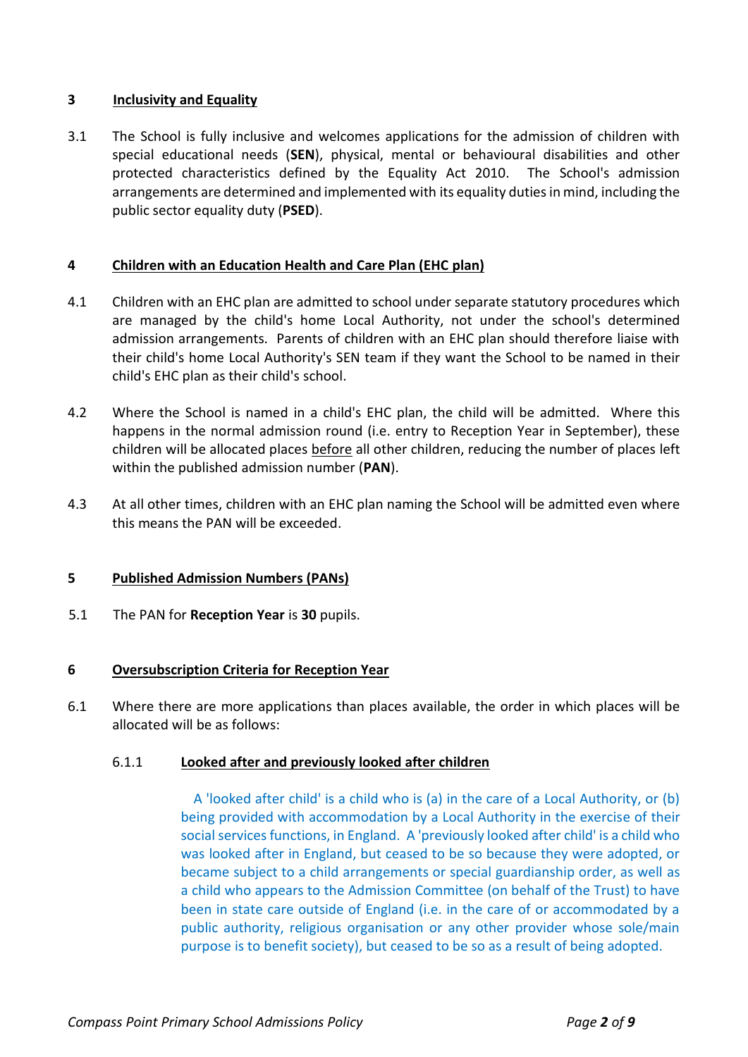## 3 Inclusivity and Equality

3.1 The School is fully inclusive and welcomes applications for the admission of children with special educational needs (**SEN**), physical, mental or behavioural disabilities and other protected characteristics defined by the Equality Act 2010. The School's admission arrangements are determined and implemented with its equality duties in mind, including the public sector equality duty (**PSED**).

## 4 Children with an Education Health and Care Plan (EHC plan)

4.1 Children with an EHC plan are admitted to school under separate statutory procedures which are managed by the child's home Local Authority, not under the school's determined admission arrangements. Parents of children with an EHC plan should therefore liaise with their child's home Local Authority's SEN team if they want the School to be named in their child's EHC plan as their child's school.

4.2 Where the School is named in a child's EHC plan, the child will be admitted. Where this happens in the normal admission round (i.e. entry to Reception Year in September), these children will be allocated places <u>before</u> all other children, reducing the number of places left within the published admission number (**PAN**).

4.3 At all other times, children with an EHC plan naming the School will be admitted even where this means the PAN will be exceeded.

## 5 Published Admission Numbers (PANs)

5.1 The PAN for **Reception Year** is **30** pupils.

## 6 Oversubscription Criteria for Reception Year

6.1 Where there are more applications than places available, the order in which places will be allocated will be as follows:

### 6.1.1 Looked after and previously looked after children

A 'looked after child' is a child who is (a) in the care of a Local Authority, or (b) being provided with accommodation by a Local Authority in the exercise of their social services functions, in England. A 'previously looked after child' is a child who was looked after in England, but ceased to be so because they were adopted, or became subject to a child arrangements or special guardianship order, as well as a child who appears to the Admission Committee (on behalf of the Trust) to have been in state care outside of England (i.e. in the care of or accommodated by a public authority, religious organisation or any other provider whose sole/main purpose is to benefit society), but ceased to be so as a result of being adopted.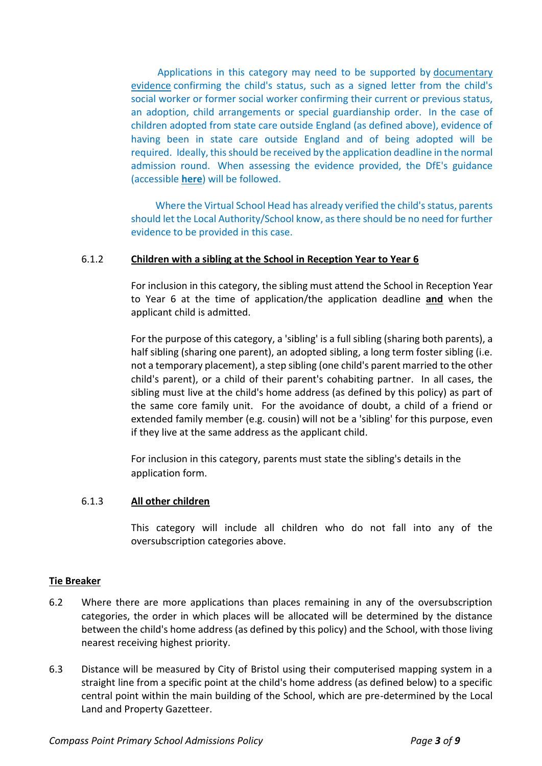Applications in this category may need to be supported by documentary evidence confirming the child's status, such as a signed letter from the child's social worker or former social worker confirming their current or previous status, an adoption, child arrangements or special guardianship order. In the case of children adopted from state care outside England (as defined above), evidence of having been in state care outside England and of being adopted will be required. Ideally, this should be received by the application deadline in the normal admission round. When assessing the evidence provided, the DfE's guidance (accessible **here**) will be followed.

Where the Virtual School Head has already verified the child's status, parents should let the Local Authority/School know, as there should be no need for further evidence to be provided in this case.

6.1.2 **Children with a sibling at the School in Reception Year to Year 6**

For inclusion in this category, the sibling must attend the School in Reception Year to Year 6 at the time of application/the application deadline **and** when the applicant child is admitted.

For the purpose of this category, a 'sibling' is a full sibling (sharing both parents), a half sibling (sharing one parent), an adopted sibling, a long term foster sibling (i.e. not a temporary placement), a step sibling (one child's parent married to the other child's parent), or a child of their parent's cohabiting partner. In all cases, the sibling must live at the child's home address (as defined by this policy) as part of the same core family unit. For the avoidance of doubt, a child of a friend or extended family member (e.g. cousin) will not be a 'sibling' for this purpose, even if they live at the same address as the applicant child.

For inclusion in this category, parents must state the sibling's details in the application form.

6.1.3 **All other children**

This category will include all children who do not fall into any of the oversubscription categories above.

**Tie Breaker**

6.2 Where there are more applications than places remaining in any of the oversubscription categories, the order in which places will be allocated will be determined by the distance between the child's home address (as defined by this policy) and the School, with those living nearest receiving highest priority.

6.3 Distance will be measured by City of Bristol using their computerised mapping system in a straight line from a specific point at the child's home address (as defined below) to a specific central point within the main building of the School, which are pre-determined by the Local Land and Property Gazetteer.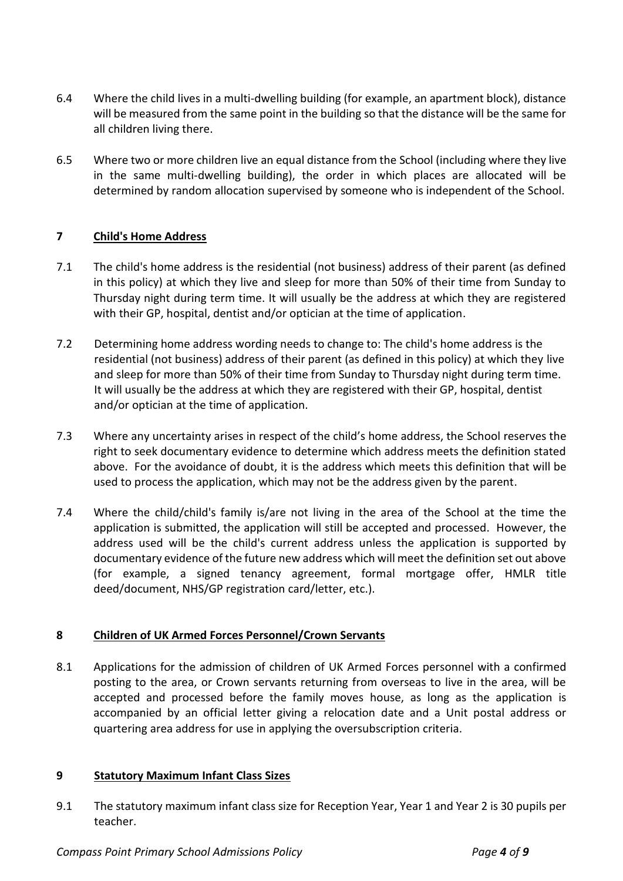6.4 Where the child lives in a multi-dwelling building (for example, an apartment block), distance will be measured from the same point in the building so that the distance will be the same for all children living there.

6.5 Where two or more children live an equal distance from the School (including where they live in the same multi-dwelling building), the order in which places are allocated will be determined by random allocation supervised by someone who is independent of the School.

## 7 Child's Home Address

7.1 The child's home address is the residential (not business) address of their parent (as defined in this policy) at which they live and sleep for more than 50% of their time from Sunday to Thursday night during term time. It will usually be the address at which they are registered with their GP, hospital, dentist and/or optician at the time of application.

7.2 Determining home address wording needs to change to: The child's home address is the residential (not business) address of their parent (as defined in this policy) at which they live and sleep for more than 50% of their time from Sunday to Thursday night during term time. It will usually be the address at which they are registered with their GP, hospital, dentist and/or optician at the time of application.

7.3 Where any uncertainty arises in respect of the child's home address, the School reserves the right to seek documentary evidence to determine which address meets the definition stated above. For the avoidance of doubt, it is the address which meets this definition that will be used to process the application, which may not be the address given by the parent.

7.4 Where the child/child's family is/are not living in the area of the School at the time the application is submitted, the application will still be accepted and processed. However, the address used will be the child's current address unless the application is supported by documentary evidence of the future new address which will meet the definition set out above (for example, a signed tenancy agreement, formal mortgage offer, HMLR title deed/document, NHS/GP registration card/letter, etc.).

## 8 Children of UK Armed Forces Personnel/Crown Servants

8.1 Applications for the admission of children of UK Armed Forces personnel with a confirmed posting to the area, or Crown servants returning from overseas to live in the area, will be accepted and processed before the family moves house, as long as the application is accompanied by an official letter giving a relocation date and a Unit postal address or quartering area address for use in applying the oversubscription criteria.

## 9 Statutory Maximum Infant Class Sizes

9.1 The statutory maximum infant class size for Reception Year, Year 1 and Year 2 is 30 pupils per teacher.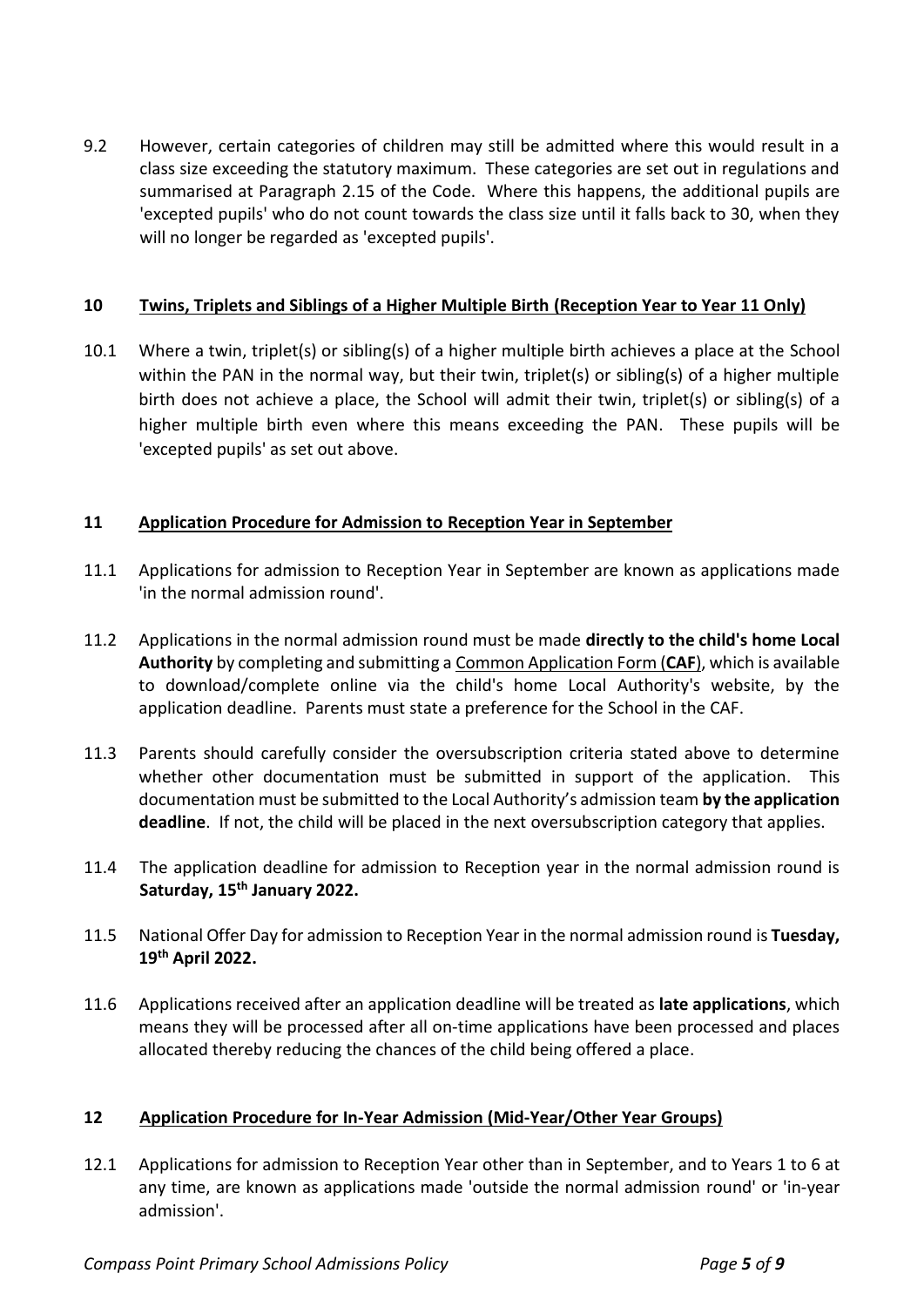9.2 However, certain categories of children may still be admitted where this would result in a class size exceeding the statutory maximum. These categories are set out in regulations and summarised at Paragraph 2.15 of the Code. Where this happens, the additional pupils are 'excepted pupils' who do not count towards the class size until it falls back to 30, when they will no longer be regarded as 'excepted pupils'.

## 10 Twins, Triplets and Siblings of a Higher Multiple Birth (Reception Year to Year 11 Only)

10.1 Where a twin, triplet(s) or sibling(s) of a higher multiple birth achieves a place at the School within the PAN in the normal way, but their twin, triplet(s) or sibling(s) of a higher multiple birth does not achieve a place, the School will admit their twin, triplet(s) or sibling(s) of a higher multiple birth even where this means exceeding the PAN. These pupils will be 'excepted pupils' as set out above.

## 11 Application Procedure for Admission to Reception Year in September

11.1 Applications for admission to Reception Year in September are known as applications made 'in the normal admission round'.

11.2 Applications in the normal admission round must be made **directly to the child's home Local Authority** by completing and submitting a Common Application Form (**CAF**), which is available to download/complete online via the child's home Local Authority's website, by the application deadline. Parents must state a preference for the School in the CAF.

11.3 Parents should carefully consider the oversubscription criteria stated above to determine whether other documentation must be submitted in support of the application. This documentation must be submitted to the Local Authority's admission team **by the application deadline**. If not, the child will be placed in the next oversubscription category that applies.

11.4 The application deadline for admission to Reception year in the normal admission round is **Saturday, 15th January 2022.**

11.5 National Offer Day for admission to Reception Year in the normal admission round is **Tuesday, 19th April 2022.**

11.6 Applications received after an application deadline will be treated as **late applications**, which means they will be processed after all on-time applications have been processed and places allocated thereby reducing the chances of the child being offered a place.

## 12 Application Procedure for In-Year Admission (Mid-Year/Other Year Groups)

12.1 Applications for admission to Reception Year other than in September, and to Years 1 to 6 at any time, are known as applications made 'outside the normal admission round' or 'in-year admission'.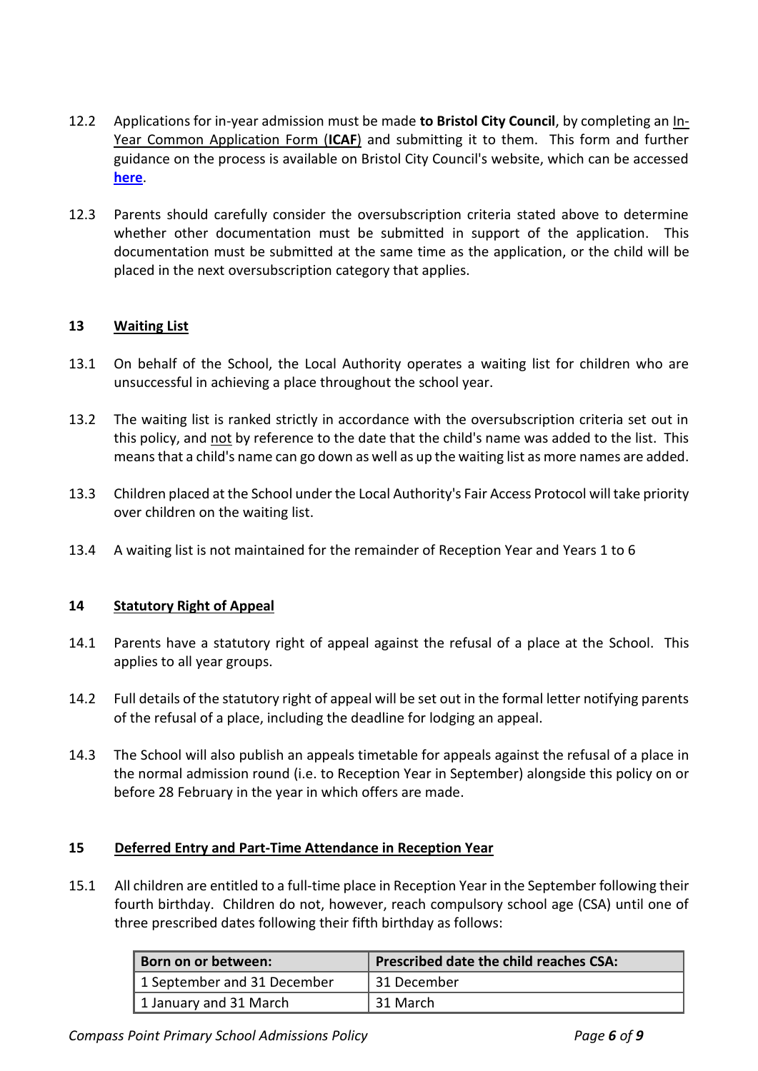12.2 Applications for in-year admission must be made **to Bristol City Council**, by completing an <u>In-Year Common Application Form (**ICAF**)</u> and submitting it to them. This form and further guidance on the process is available on Bristol City Council's website, which can be accessed **here**.

12.3 Parents should carefully consider the oversubscription criteria stated above to determine whether other documentation must be submitted in support of the application. This documentation must be submitted at the same time as the application, or the child will be placed in the next oversubscription category that applies.

## 13 Waiting List

13.1 On behalf of the School, the Local Authority operates a waiting list for children who are unsuccessful in achieving a place throughout the school year.

13.2 The waiting list is ranked strictly in accordance with the oversubscription criteria set out in this policy, and <u>not</u> by reference to the date that the child's name was added to the list. This means that a child's name can go down as well as up the waiting list as more names are added.

13.3 Children placed at the School under the Local Authority's Fair Access Protocol will take priority over children on the waiting list.

13.4 A waiting list is not maintained for the remainder of Reception Year and Years 1 to 6

## 14 Statutory Right of Appeal

14.1 Parents have a statutory right of appeal against the refusal of a place at the School. This applies to all year groups.

14.2 Full details of the statutory right of appeal will be set out in the formal letter notifying parents of the refusal of a place, including the deadline for lodging an appeal.

14.3 The School will also publish an appeals timetable for appeals against the refusal of a place in the normal admission round (i.e. to Reception Year in September) alongside this policy on or before 28 February in the year in which offers are made.

## 15 Deferred Entry and Part-Time Attendance in Reception Year

15.1 All children are entitled to a full-time place in Reception Year in the September following their fourth birthday. Children do not, however, reach compulsory school age (CSA) until one of three prescribed dates following their fifth birthday as follows:

| Born on or between: | Prescribed date the child reaches CSA: |
|---|---|
| 1 September and 31 December | 31 December |
| 1 January and 31 March | 31 March |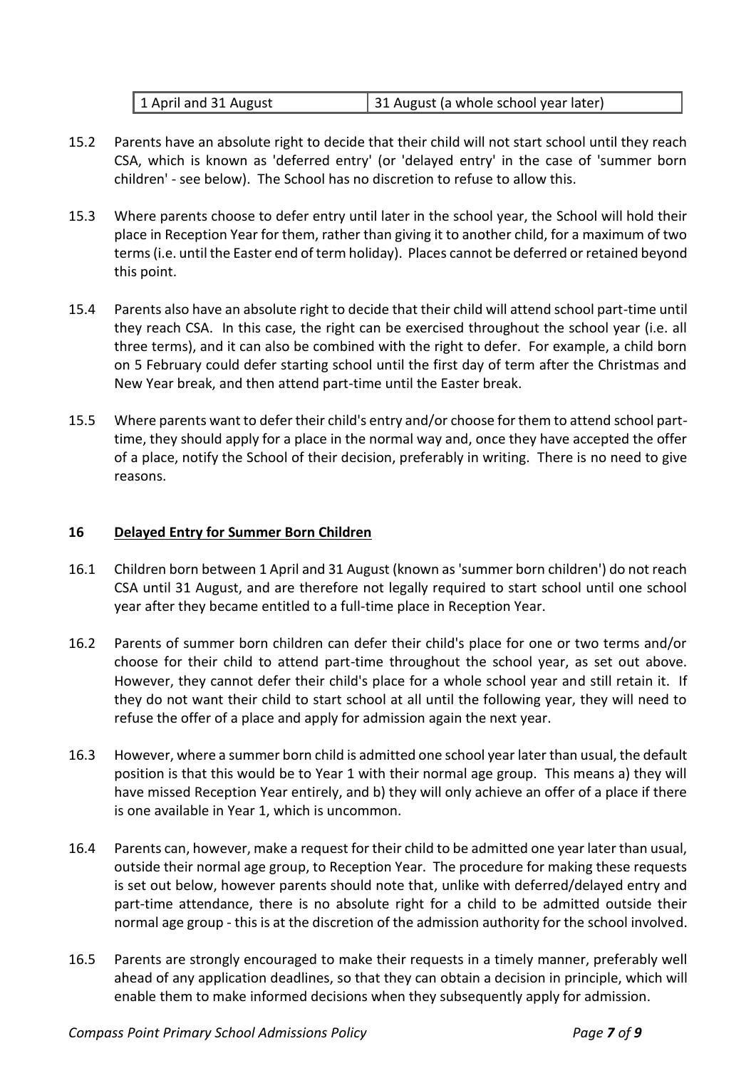| 1 April and 31 August | 31 August (a whole school year later) |
|---|---|

15.2 Parents have an absolute right to decide that their child will not start school until they reach CSA, which is known as 'deferred entry' (or 'delayed entry' in the case of 'summer born children' - see below). The School has no discretion to refuse to allow this.

15.3 Where parents choose to defer entry until later in the school year, the School will hold their place in Reception Year for them, rather than giving it to another child, for a maximum of two terms (i.e. until the Easter end of term holiday). Places cannot be deferred or retained beyond this point.

15.4 Parents also have an absolute right to decide that their child will attend school part-time until they reach CSA. In this case, the right can be exercised throughout the school year (i.e. all three terms), and it can also be combined with the right to defer. For example, a child born on 5 February could defer starting school until the first day of term after the Christmas and New Year break, and then attend part-time until the Easter break.

15.5 Where parents want to defer their child's entry and/or choose for them to attend school part-time, they should apply for a place in the normal way and, once they have accepted the offer of a place, notify the School of their decision, preferably in writing. There is no need to give reasons.

## 16 Delayed Entry for Summer Born Children

16.1 Children born between 1 April and 31 August (known as 'summer born children') do not reach CSA until 31 August, and are therefore not legally required to start school until one school year after they became entitled to a full-time place in Reception Year.

16.2 Parents of summer born children can defer their child's place for one or two terms and/or choose for their child to attend part-time throughout the school year, as set out above. However, they cannot defer their child's place for a whole school year and still retain it. If they do not want their child to start school at all until the following year, they will need to refuse the offer of a place and apply for admission again the next year.

16.3 However, where a summer born child is admitted one school year later than usual, the default position is that this would be to Year 1 with their normal age group. This means a) they will have missed Reception Year entirely, and b) they will only achieve an offer of a place if there is one available in Year 1, which is uncommon.

16.4 Parents can, however, make a request for their child to be admitted one year later than usual, outside their normal age group, to Reception Year. The procedure for making these requests is set out below, however parents should note that, unlike with deferred/delayed entry and part-time attendance, there is no absolute right for a child to be admitted outside their normal age group - this is at the discretion of the admission authority for the school involved.

16.5 Parents are strongly encouraged to make their requests in a timely manner, preferably well ahead of any application deadlines, so that they can obtain a decision in principle, which will enable them to make informed decisions when they subsequently apply for admission.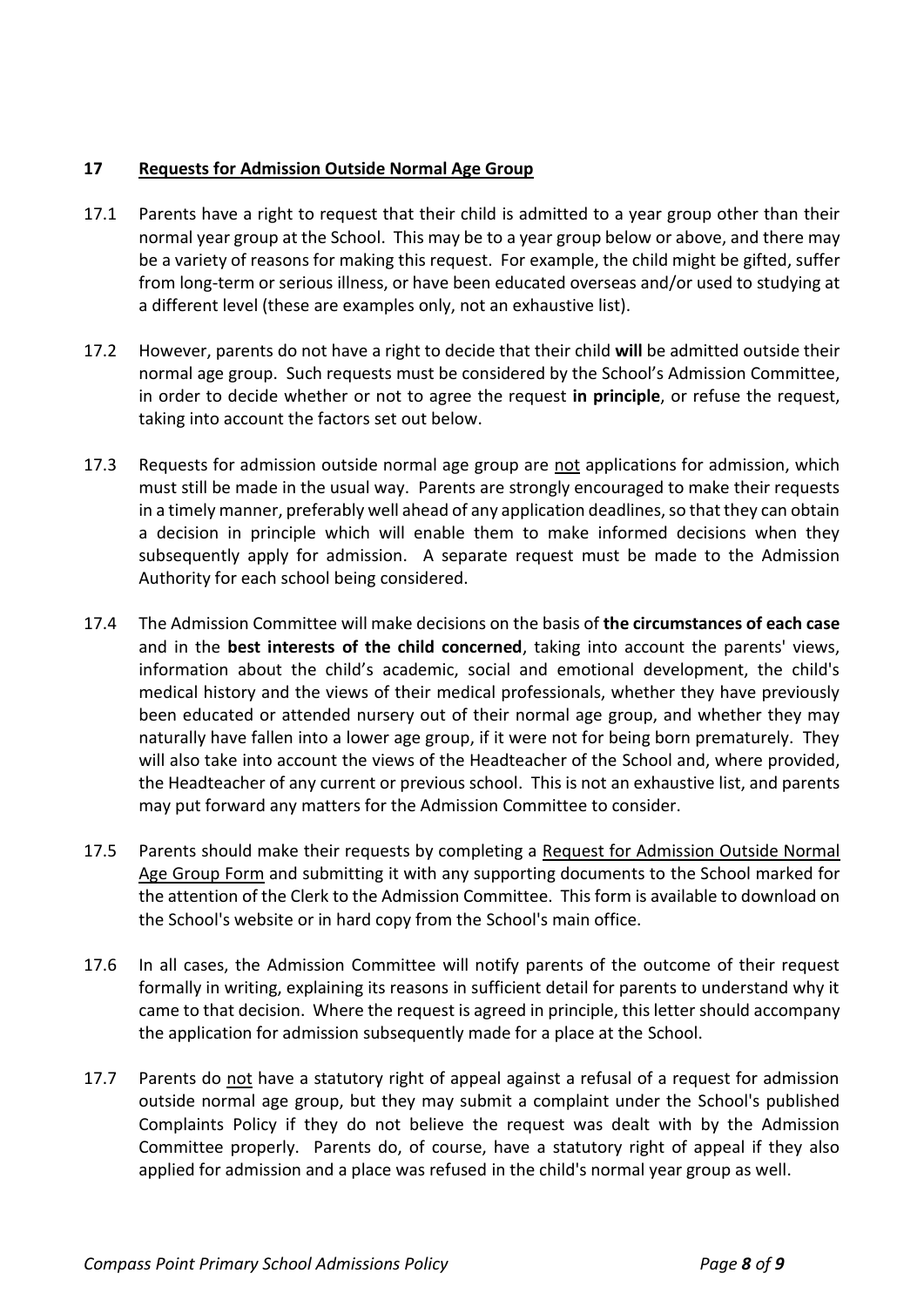## 17 Requests for Admission Outside Normal Age Group

17.1 Parents have a right to request that their child is admitted to a year group other than their normal year group at the School. This may be to a year group below or above, and there may be a variety of reasons for making this request. For example, the child might be gifted, suffer from long-term or serious illness, or have been educated overseas and/or used to studying at a different level (these are examples only, not an exhaustive list).

17.2 However, parents do not have a right to decide that their child **will** be admitted outside their normal age group. Such requests must be considered by the School's Admission Committee, in order to decide whether or not to agree the request **in principle**, or refuse the request, taking into account the factors set out below.

17.3 Requests for admission outside normal age group are not applications for admission, which must still be made in the usual way. Parents are strongly encouraged to make their requests in a timely manner, preferably well ahead of any application deadlines, so that they can obtain a decision in principle which will enable them to make informed decisions when they subsequently apply for admission. A separate request must be made to the Admission Authority for each school being considered.

17.4 The Admission Committee will make decisions on the basis of **the circumstances of each case** and in the **best interests of the child concerned**, taking into account the parents' views, information about the child's academic, social and emotional development, the child's medical history and the views of their medical professionals, whether they have previously been educated or attended nursery out of their normal age group, and whether they may naturally have fallen into a lower age group, if it were not for being born prematurely. They will also take into account the views of the Headteacher of the School and, where provided, the Headteacher of any current or previous school. This is not an exhaustive list, and parents may put forward any matters for the Admission Committee to consider.

17.5 Parents should make their requests by completing a Request for Admission Outside Normal Age Group Form and submitting it with any supporting documents to the School marked for the attention of the Clerk to the Admission Committee. This form is available to download on the School's website or in hard copy from the School's main office.

17.6 In all cases, the Admission Committee will notify parents of the outcome of their request formally in writing, explaining its reasons in sufficient detail for parents to understand why it came to that decision. Where the request is agreed in principle, this letter should accompany the application for admission subsequently made for a place at the School.

17.7 Parents do not have a statutory right of appeal against a refusal of a request for admission outside normal age group, but they may submit a complaint under the School's published Complaints Policy if they do not believe the request was dealt with by the Admission Committee properly. Parents do, of course, have a statutory right of appeal if they also applied for admission and a place was refused in the child's normal year group as well.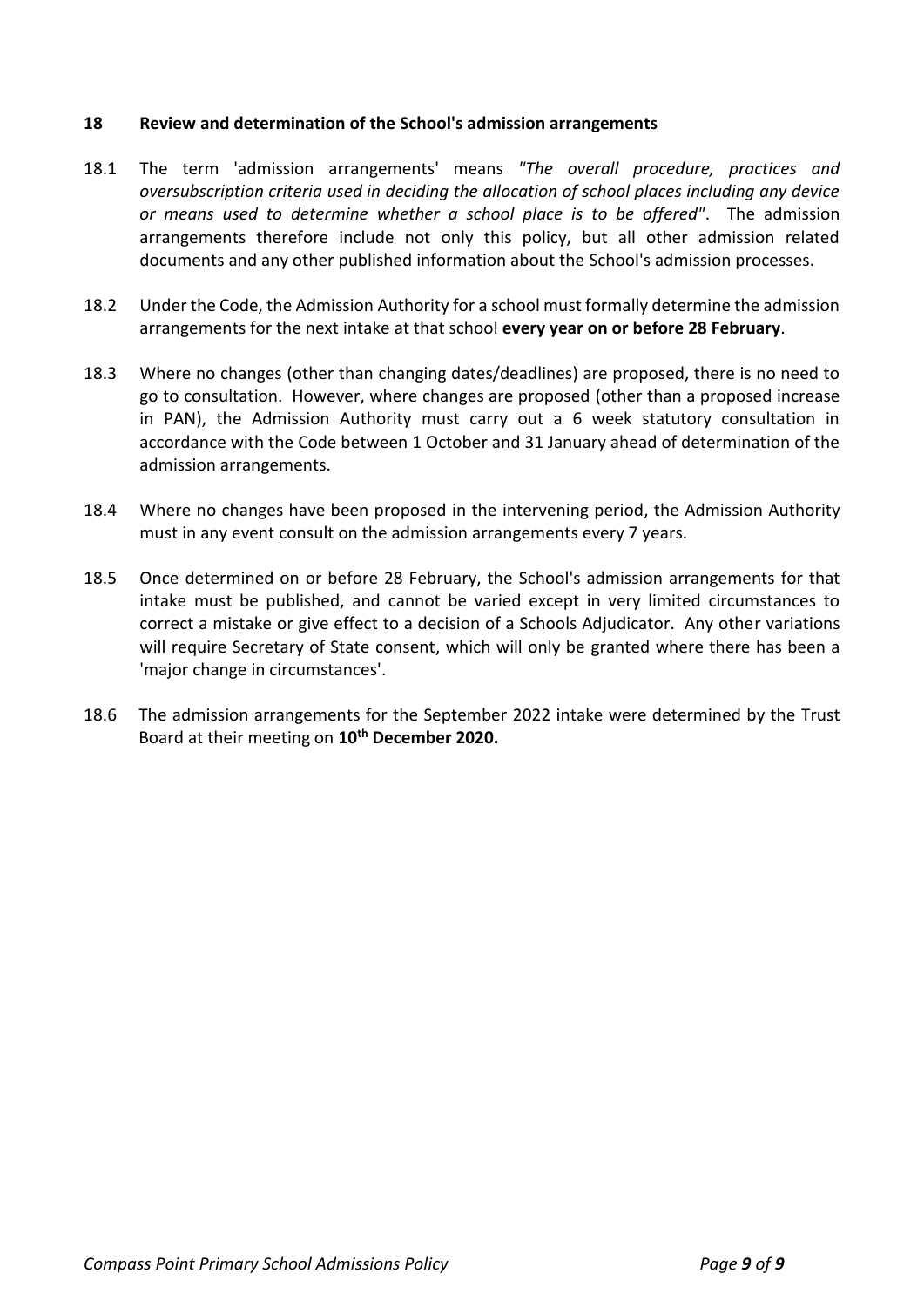## 18 Review and determination of the School's admission arrangements

18.1 The term 'admission arrangements' means *"The overall procedure, practices and oversubscription criteria used in deciding the allocation of school places including any device or means used to determine whether a school place is to be offered"*. The admission arrangements therefore include not only this policy, but all other admission related documents and any other published information about the School's admission processes.

18.2 Under the Code, the Admission Authority for a school must formally determine the admission arrangements for the next intake at that school **every year on or before 28 February**.

18.3 Where no changes (other than changing dates/deadlines) are proposed, there is no need to go to consultation. However, where changes are proposed (other than a proposed increase in PAN), the Admission Authority must carry out a 6 week statutory consultation in accordance with the Code between 1 October and 31 January ahead of determination of the admission arrangements.

18.4 Where no changes have been proposed in the intervening period, the Admission Authority must in any event consult on the admission arrangements every 7 years.

18.5 Once determined on or before 28 February, the School's admission arrangements for that intake must be published, and cannot be varied except in very limited circumstances to correct a mistake or give effect to a decision of a Schools Adjudicator. Any other variations will require Secretary of State consent, which will only be granted where there has been a 'major change in circumstances'.

18.6 The admission arrangements for the September 2022 intake were determined by the Trust Board at their meeting on **10th December 2020.**